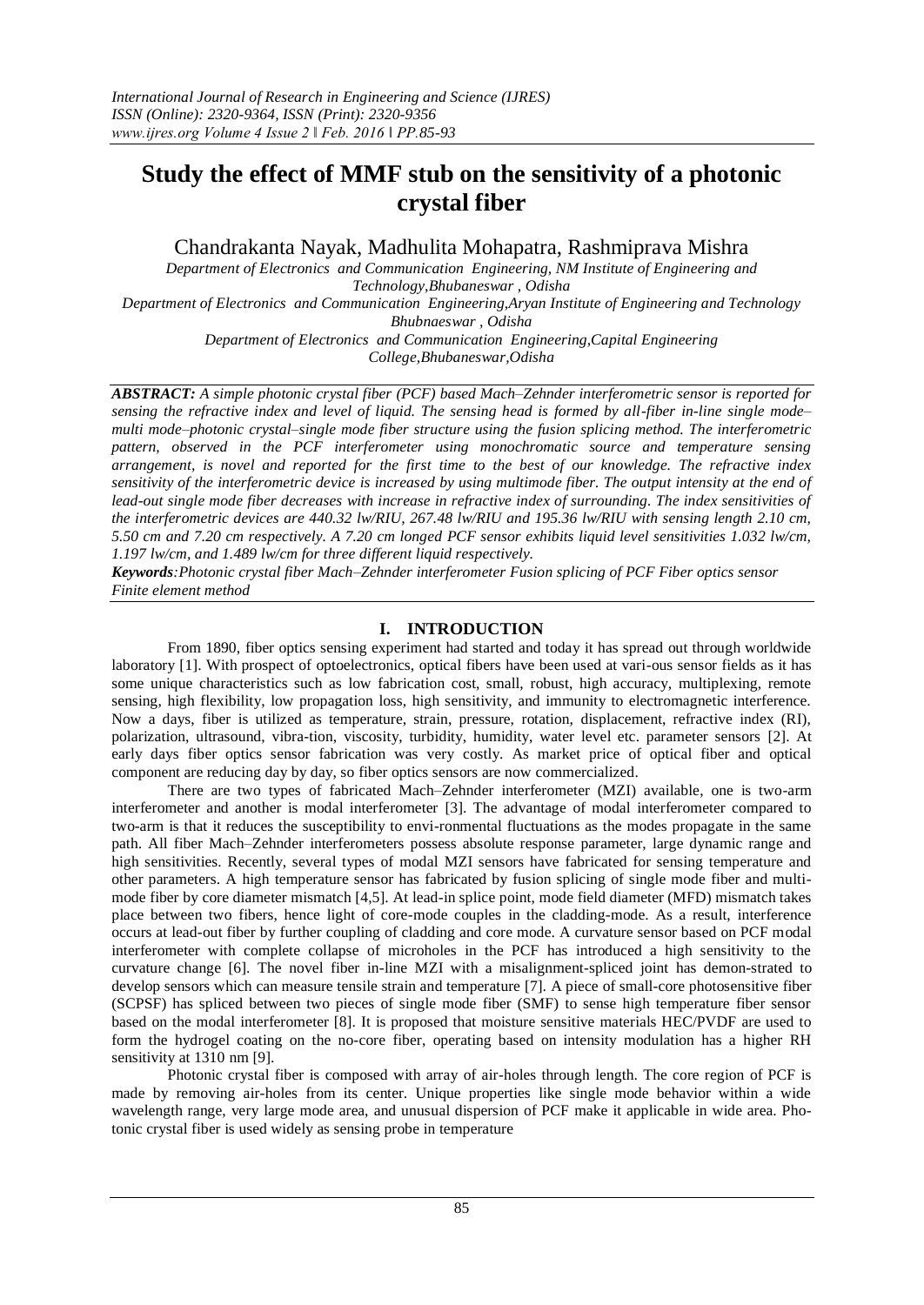# Study the effect of MMF stub on the sensitivity of a photonic crystal fiber

Chandrakanta Nayak, Madhulita Mohapatra, Rashmiprava Mishra

*Department of Electronics and Communication Engineering, NM Institute of Engineering and Technology,Bhubaneswar , Odisha*
*Department of Electronics and Communication Engineering,Aryan Institute of Engineering and Technology Bhubnaeswar , Odisha*
*Department of Electronics and Communication Engineering,Capital Engineering College,Bhubaneswar,Odisha*

***ABSTRACT:*** *A simple photonic crystal fiber (PCF) based Mach–Zehnder interferometric sensor is reported for sensing the refractive index and level of liquid. The sensing head is formed by all-fiber in-line single mode–multi mode–photonic crystal–single mode fiber structure using the fusion splicing method. The interferometric pattern, observed in the PCF interferometer using monochromatic source and temperature sensing arrangement, is novel and reported for the first time to the best of our knowledge. The refractive index sensitivity of the interferometric device is increased by using multimode fiber. The output intensity at the end of lead-out single mode fiber decreases with increase in refractive index of surrounding. The index sensitivities of the interferometric devices are 440.32 lw/RIU, 267.48 lw/RIU and 195.36 lw/RIU with sensing length 2.10 cm, 5.50 cm and 7.20 cm respectively. A 7.20 cm longed PCF sensor exhibits liquid level sensitivities 1.032 lw/cm, 1.197 lw/cm, and 1.489 lw/cm for three different liquid respectively.*

***Keywords****:Photonic crystal fiber Mach–Zehnder interferometer Fusion splicing of PCF Fiber optics sensor Finite element method*

## I. INTRODUCTION

From 1890, fiber optics sensing experiment had started and today it has spread out through worldwide laboratory [1]. With prospect of optoelectronics, optical fibers have been used at vari-ous sensor fields as it has some unique characteristics such as low fabrication cost, small, robust, high accuracy, multiplexing, remote sensing, high flexibility, low propagation loss, high sensitivity, and immunity to electromagnetic interference. Now a days, fiber is utilized as temperature, strain, pressure, rotation, displacement, refractive index (RI), polarization, ultrasound, vibra-tion, viscosity, turbidity, humidity, water level etc. parameter sensors [2]. At early days fiber optics sensor fabrication was very costly. As market price of optical fiber and optical component are reducing day by day, so fiber optics sensors are now commercialized.

There are two types of fabricated Mach–Zehnder interferometer (MZI) available, one is two-arm interferometer and another is modal interferometer [3]. The advantage of modal interferometer compared to two-arm is that it reduces the susceptibility to envi-ronmental fluctuations as the modes propagate in the same path. All fiber Mach–Zehnder interferometers possess absolute response parameter, large dynamic range and high sensitivities. Recently, several types of modal MZI sensors have fabricated for sensing temperature and other parameters. A high temperature sensor has fabricated by fusion splicing of single mode fiber and multi-mode fiber by core diameter mismatch [4,5]. At lead-in splice point, mode field diameter (MFD) mismatch takes place between two fibers, hence light of core-mode couples in the cladding-mode. As a result, interference occurs at lead-out fiber by further coupling of cladding and core mode. A curvature sensor based on PCF modal interferometer with complete collapse of microholes in the PCF has introduced a high sensitivity to the curvature change [6]. The novel fiber in-line MZI with a misalignment-spliced joint has demon-strated to develop sensors which can measure tensile strain and temperature [7]. A piece of small-core photosensitive fiber (SCPSF) has spliced between two pieces of single mode fiber (SMF) to sense high temperature fiber sensor based on the modal interferometer [8]. It is proposed that moisture sensitive materials HEC/PVDF are used to form the hydrogel coating on the no-core fiber, operating based on intensity modulation has a higher RH sensitivity at 1310 nm [9].

Photonic crystal fiber is composed with array of air-holes through length. The core region of PCF is made by removing air-holes from its center. Unique properties like single mode behavior within a wide wavelength range, very large mode area, and unusual dispersion of PCF make it applicable in wide area. Pho-tonic crystal fiber is used widely as sensing probe in temperature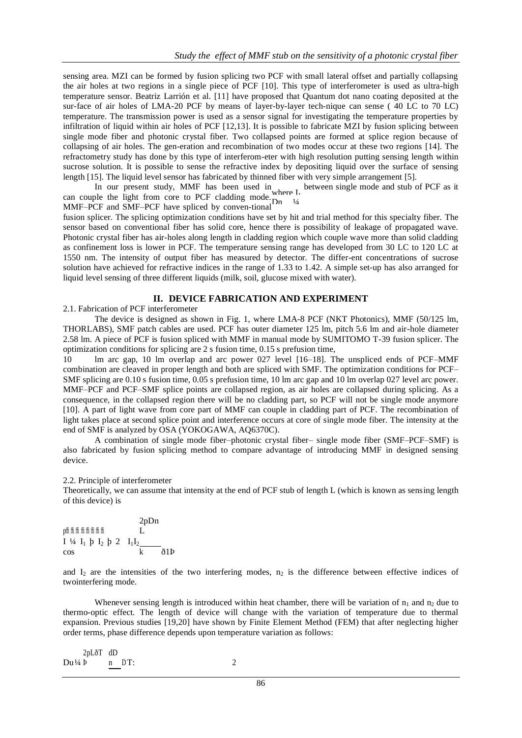sensing area. MZI can be formed by fusion splicing two PCF with small lateral offset and partially collapsing the air holes at two regions in a single piece of PCF [10]. This type of interferometer is used as ultra-high temperature sensor. Beatriz Larrión et al. [11] have proposed that Quantum dot nano coating deposited at the sur-face of air holes of LMA-20 PCF by means of layer-by-layer tech-nique can sense ( 40 LC to 70 LC) temperature. The transmission power is used as a sensor signal for investigating the temperature properties by infiltration of liquid within air holes of PCF [12,13]. It is possible to fabricate MZI by fusion splicing between single mode fiber and photonic crystal fiber. Two collapsed points are formed at splice region because of collapsing of air holes. The gen-eration and recombination of two modes occur at these two regions [14]. The refractometry study has done by this type of interferom-eter with high resolution putting sensing length within sucrose solution. It is possible to sense the refractive index by depositing liquid over the surface of sensing length [15]. The liquid level sensor has fabricated by thinned fiber with very simple arrangement [5].

In our present study, MMF has been used in between single mode and stub of PCF as it can couple the light from core to PCF cladding mode. MMF–PCF and SMF–PCF have spliced by conven-tional fusion splicer. The splicing optimization conditions have set by hit and trial method for this specialty fiber. The sensor based on conventional fiber has solid core, hence there is possibility of leakage of propagated wave. Photonic crystal fiber has air-holes along length in cladding region which couple wave more than solid cladding as confinement loss is lower in PCF. The temperature sensing range has developed from 30 LC to 120 LC at 1550 nm. The intensity of output fiber has measured by detector. The differ-ent concentrations of sucrose solution have achieved for refractive indices in the range of 1.33 to 1.42. A simple set-up has also arranged for liquid level sensing of three different liquids (milk, soil, glucose mixed with water).

## II. DEVICE FABRICATION AND EXPERIMENT

### 2.1. Fabrication of PCF interferometer

The device is designed as shown in Fig. 1, where LMA-8 PCF (NKT Photonics), MMF (50/125 lm, THORLABS), SMF patch cables are used. PCF has outer diameter 125 lm, pitch 5.6 lm and air-hole diameter 2.58 lm. A piece of PCF is fusion spliced with MMF in manual mode by SUMITOMO T-39 fusion splicer. The optimization conditions for splicing are 2 s fusion time, 0.15 s prefusion time, 10 lm arc gap, 10 lm overlap and arc power 027 level [16–18]. The unspliced ends of PCF–MMF combination are cleaved in proper length and both are spliced with SMF. The optimization conditions for PCF–SMF splicing are 0.10 s fusion time, 0.05 s prefusion time, 10 lm arc gap and 10 lm overlap 027 level arc power. MMF–PCF and PCF–SMF splice points are collapsed region, as air holes are collapsed during splicing. As a consequence, in the collapsed region there will be no cladding part, so PCF will not be single mode anymore [10]. A part of light wave from core part of MMF can couple in cladding part of PCF. The recombination of light takes place at second splice point and interference occurs at core of single mode fiber. The intensity at the end of SMF is analyzed by OSA (YOKOGAWA, AQ6370C).

A combination of single mode fiber–photonic crystal fiber– single mode fiber (SMF–PCF–SMF) is also fabricated by fusion splicing method to compare advantage of introducing MMF in designed sensing device.

### 2.2. Principle of interferometer

Theoretically, we can assume that intensity at the end of PCF stub of length L (which is known as sensing length of this device) is

$$I = I_1 + I_2 + 2\sqrt{I_1 I_2}\cos\frac{2\pi\Delta n L}{\lambda} \quad (1)$$

where $I_1$ and $I_2$ are the intensities of the two interfering modes, $\Delta n$ is the difference between effective indices of twointerfering mode.

Whenever sensing length is introduced within heat chamber, there will be variation of $n_1$ and $n_2$ due to thermo-optic effect. The length of device will change with the variation of temperature due to thermal expansion. Previous studies [19,20] have shown by Finite Element Method (FEM) that after neglecting higher order terms, phase difference depends upon temperature variation as follows:

$$\Delta u = \frac{2\pi L(T)}{\lambda}\frac{d\Delta n}{dT}\Delta T: \quad (2)$$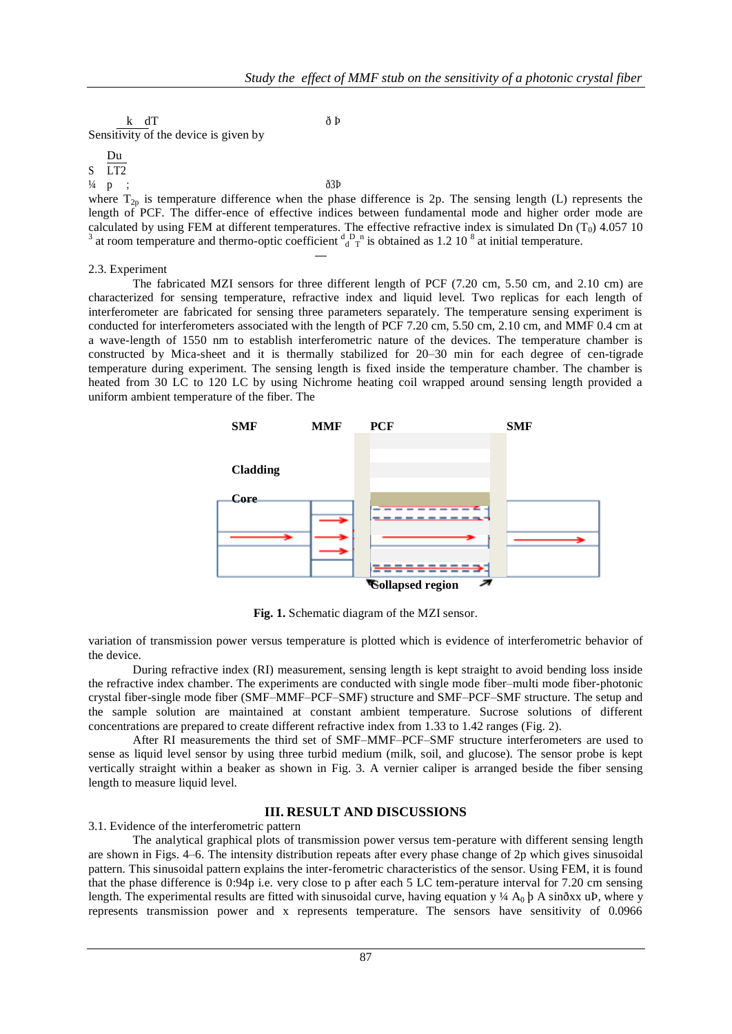$$k = \frac{d\phi}{dT} \quad (2)$$

Sensitivity of the device is given by

$$S = \frac{\Delta\mu}{LT_{2\pi}}; \quad (3)$$

where $T_{2\pi}$ is temperature difference when the phase difference is $2\pi$. The sensing length (L) represents the length of PCF. The differ-ence of effective indices between fundamental mode and higher order mode are calculated by using FEM at different temperatures. The effective refractive index is simulated $\Delta n\,(T_0) = 4.057 \times 10^{-3}$ at room temperature and thermo-optic coefficient $\frac{d\Delta n}{dT}$ is obtained as $1.2 \times 10^{-8}$ at initial temperature.

2.3. Experiment

The fabricated MZI sensors for three different length of PCF (7.20 cm, 5.50 cm, and 2.10 cm) are characterized for sensing temperature, refractive index and liquid level. Two replicas for each length of interferometer are fabricated for sensing three parameters separately. The temperature sensing experiment is conducted for interferometers associated with the length of PCF 7.20 cm, 5.50 cm, 2.10 cm, and MMF 0.4 cm at a wave-length of 1550 nm to establish interferometric nature of the devices. The temperature chamber is constructed by Mica-sheet and it is thermally stabilized for 20–30 min for each degree of cen-tigrade temperature during experiment. The sensing length is fixed inside the temperature chamber. The chamber is heated from 30 °C to 120 °C by using Nichrome heating coil wrapped around sensing length provided a uniform ambient temperature of the fiber. The

Fig. 1. Schematic diagram of the MZI sensor.

variation of transmission power versus temperature is plotted which is evidence of interferometric behavior of the device.

During refractive index (RI) measurement, sensing length is kept straight to avoid bending loss inside the refractive index chamber. The experiments are conducted with single mode fiber–multi mode fiber-photonic crystal fiber-single mode fiber (SMF–MMF–PCF–SMF) structure and SMF–PCF–SMF structure. The setup and the sample solution are maintained at constant ambient temperature. Sucrose solutions of different concentrations are prepared to create different refractive index from 1.33 to 1.42 ranges (Fig. 2).

After RI measurements the third set of SMF–MMF–PCF–SMF structure interferometers are used to sense as liquid level sensor by using three turbid medium (milk, soil, and glucose). The sensor probe is kept vertically straight within a beaker as shown in Fig. 3. A vernier caliper is arranged beside the fiber sensing length to measure liquid level.

## III. RESULT AND DISCUSSIONS

3.1. Evidence of the interferometric pattern

The analytical graphical plots of transmission power versus tem-perature with different sensing length are shown in Figs. 4–6. The intensity distribution repeats after every phase change of $2\pi$ which gives sinusoidal pattern. This sinusoidal pattern explains the inter-ferometric characteristics of the sensor. Using FEM, it is found that the phase difference is $0.94\pi$ i.e. very close to $\pi$ after each 5 °C tem-perature interval for 7.20 cm sensing length. The experimental results are fitted with sinusoidal curve, having equation $y = A_0 + A \sin(\omega x + \mu)$, where y represents transmission power and x represents temperature. The sensors have sensitivity of 0.0966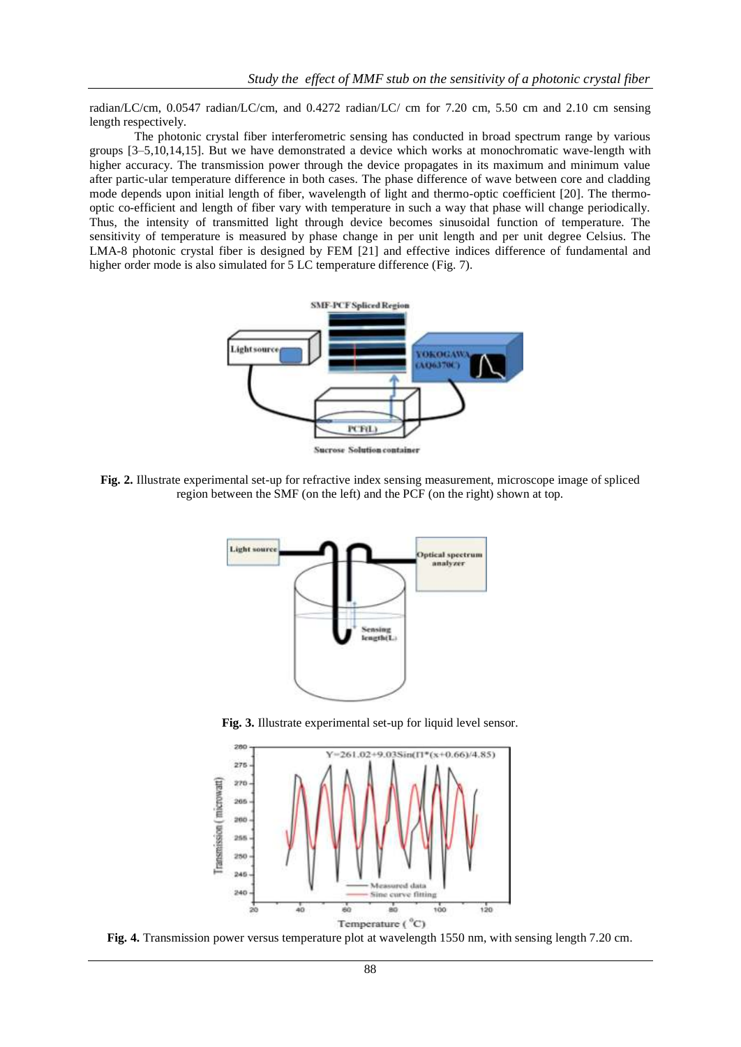radian/LC/cm, 0.0547 radian/LC/cm, and 0.4272 radian/LC/ cm for 7.20 cm, 5.50 cm and 2.10 cm sensing length respectively.

The photonic crystal fiber interferometric sensing has conducted in broad spectrum range by various groups [3–5,10,14,15]. But we have demonstrated a device which works at monochromatic wave-length with higher accuracy. The transmission power through the device propagates in its maximum and minimum value after partic-ular temperature difference in both cases. The phase difference of wave between core and cladding mode depends upon initial length of fiber, wavelength of light and thermo-optic coefficient [20]. The thermo-optic co-efficient and length of fiber vary with temperature in such a way that phase will change periodically. Thus, the intensity of transmitted light through device becomes sinusoidal function of temperature. The sensitivity of temperature is measured by phase change in per unit length and per unit degree Celsius. The LMA-8 photonic crystal fiber is designed by FEM [21] and effective indices difference of fundamental and higher order mode is also simulated for 5 LC temperature difference (Fig. 7).

**Fig. 2.** Illustrate experimental set-up for refractive index sensing measurement, microscope image of spliced region between the SMF (on the left) and the PCF (on the right) shown at top.

**Fig. 3.** Illustrate experimental set-up for liquid level sensor.

**Fig. 4.** Transmission power versus temperature plot at wavelength 1550 nm, with sensing length 7.20 cm.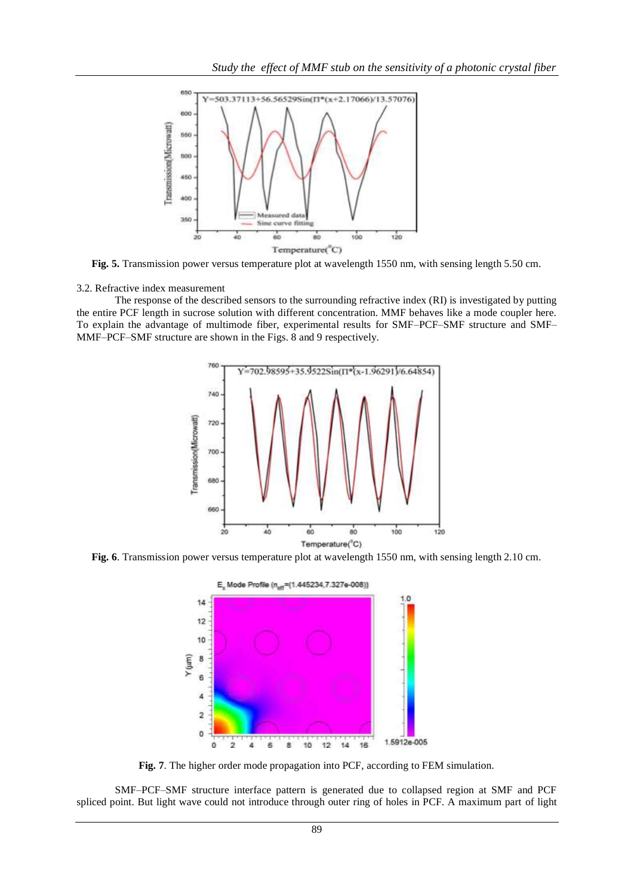**Fig. 5.** Transmission power versus temperature plot at wavelength 1550 nm, with sensing length 5.50 cm.

3.2. Refractive index measurement

The response of the described sensors to the surrounding refractive index (RI) is investigated by putting the entire PCF length in sucrose solution with different concentration. MMF behaves like a mode coupler here. To explain the advantage of multimode fiber, experimental results for SMF–PCF–SMF structure and SMF–MMF–PCF–SMF structure are shown in the Figs. 8 and 9 respectively.

**Fig. 6**. Transmission power versus temperature plot at wavelength 1550 nm, with sensing length 2.10 cm.

**Fig. 7**. The higher order mode propagation into PCF, according to FEM simulation.

SMF–PCF–SMF structure interface pattern is generated due to collapsed region at SMF and PCF spliced point. But light wave could not introduce through outer ring of holes in PCF. A maximum part of light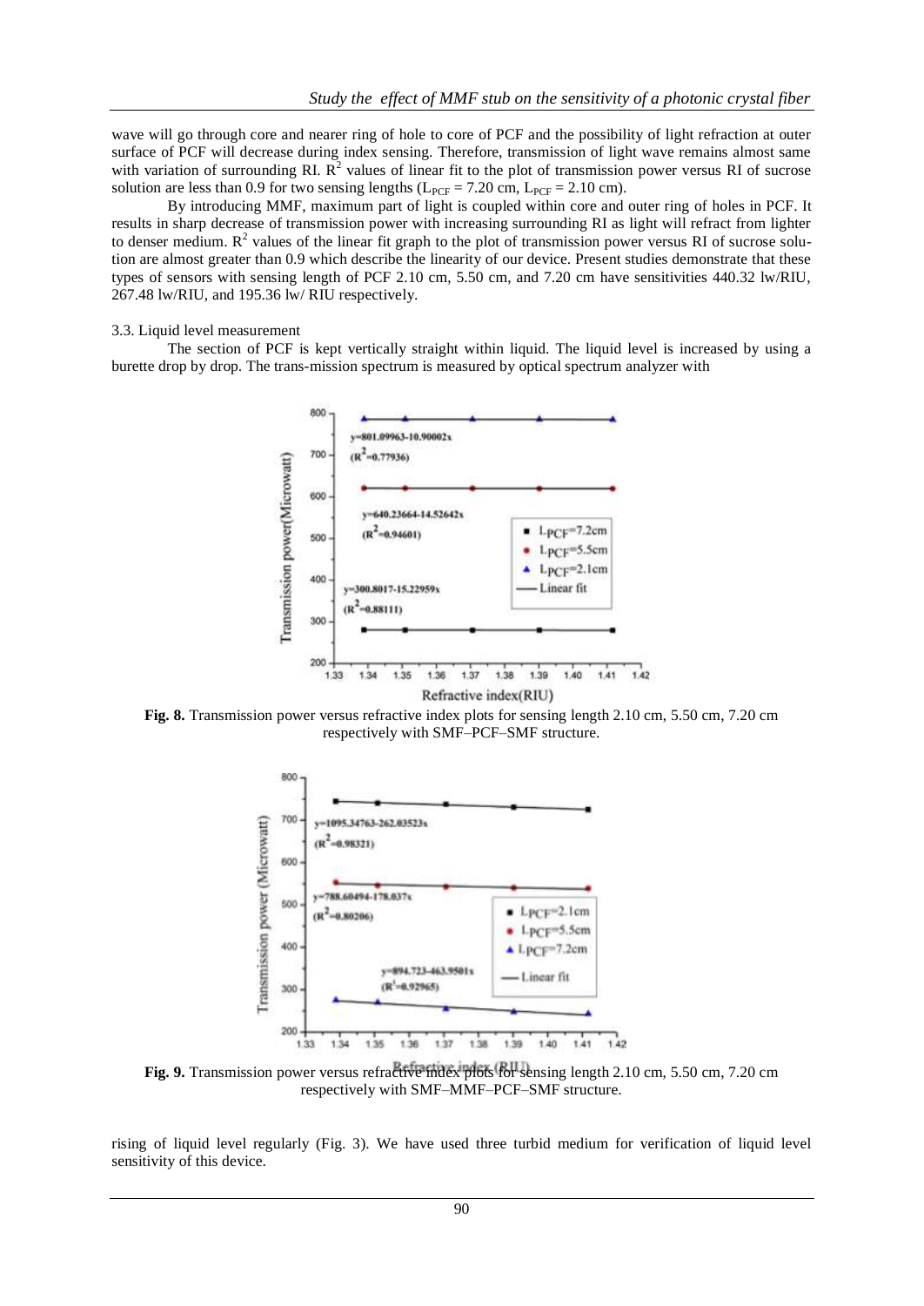wave will go through core and nearer ring of hole to core of PCF and the possibility of light refraction at outer surface of PCF will decrease during index sensing. Therefore, transmission of light wave remains almost same with variation of surrounding RI. $R^2$ values of linear fit to the plot of transmission power versus RI of sucrose solution are less than 0.9 for two sensing lengths ($L_{PCF}$ = 7.20 cm, $L_{PCF}$ = 2.10 cm).

By introducing MMF, maximum part of light is coupled within core and outer ring of holes in PCF. It results in sharp decrease of transmission power with increasing surrounding RI as light will refract from lighter to denser medium. $R^2$ values of the linear fit graph to the plot of transmission power versus RI of sucrose solution are almost greater than 0.9 which describe the linearity of our device. Present studies demonstrate that these types of sensors with sensing length of PCF 2.10 cm, 5.50 cm, and 7.20 cm have sensitivities 440.32 lw/RIU, 267.48 lw/RIU, and 195.36 lw/ RIU respectively.

3.3. Liquid level measurement

The section of PCF is kept vertically straight within liquid. The liquid level is increased by using a burette drop by drop. The trans-mission spectrum is measured by optical spectrum analyzer with

**Fig. 8.** Transmission power versus refractive index plots for sensing length 2.10 cm, 5.50 cm, 7.20 cm respectively with SMF–PCF–SMF structure.

**Fig. 9.** Transmission power versus refractive index plots for sensing length 2.10 cm, 5.50 cm, 7.20 cm respectively with SMF–MMF–PCF–SMF structure.

rising of liquid level regularly (Fig. 3). We have used three turbid medium for verification of liquid level sensitivity of this device.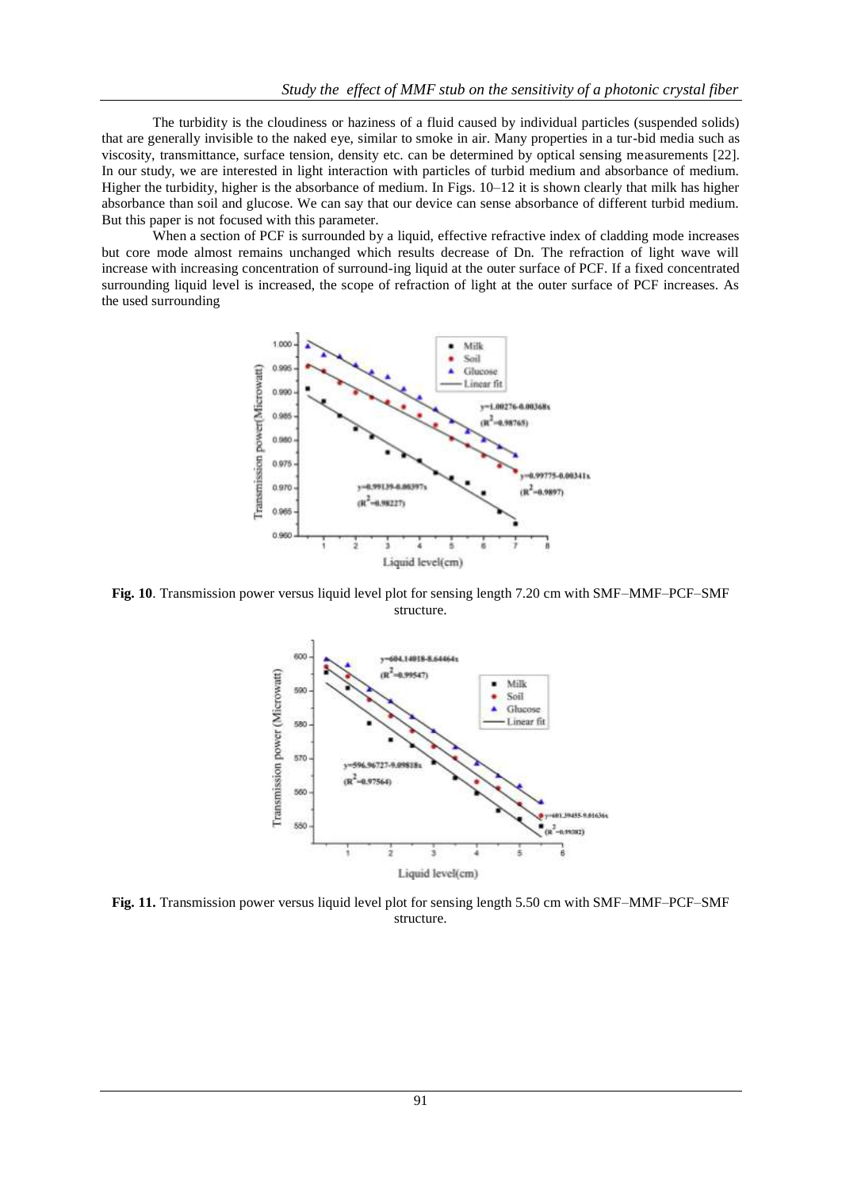The turbidity is the cloudiness or haziness of a fluid caused by individual particles (suspended solids) that are generally invisible to the naked eye, similar to smoke in air. Many properties in a tur-bid media such as viscosity, transmittance, surface tension, density etc. can be determined by optical sensing measurements [22]. In our study, we are interested in light interaction with particles of turbid medium and absorbance of medium. Higher the turbidity, higher is the absorbance of medium. In Figs. 10–12 it is shown clearly that milk has higher absorbance than soil and glucose. We can say that our device can sense absorbance of different turbid medium. But this paper is not focused with this parameter.

When a section of PCF is surrounded by a liquid, effective refractive index of cladding mode increases but core mode almost remains unchanged which results decrease of Dn. The refraction of light wave will increase with increasing concentration of surround-ing liquid at the outer surface of PCF. If a fixed concentrated surrounding liquid level is increased, the scope of refraction of light at the outer surface of PCF increases. As the used surrounding

**Fig. 10**. Transmission power versus liquid level plot for sensing length 7.20 cm with SMF–MMF–PCF–SMF structure.

**Fig. 11.** Transmission power versus liquid level plot for sensing length 5.50 cm with SMF–MMF–PCF–SMF structure.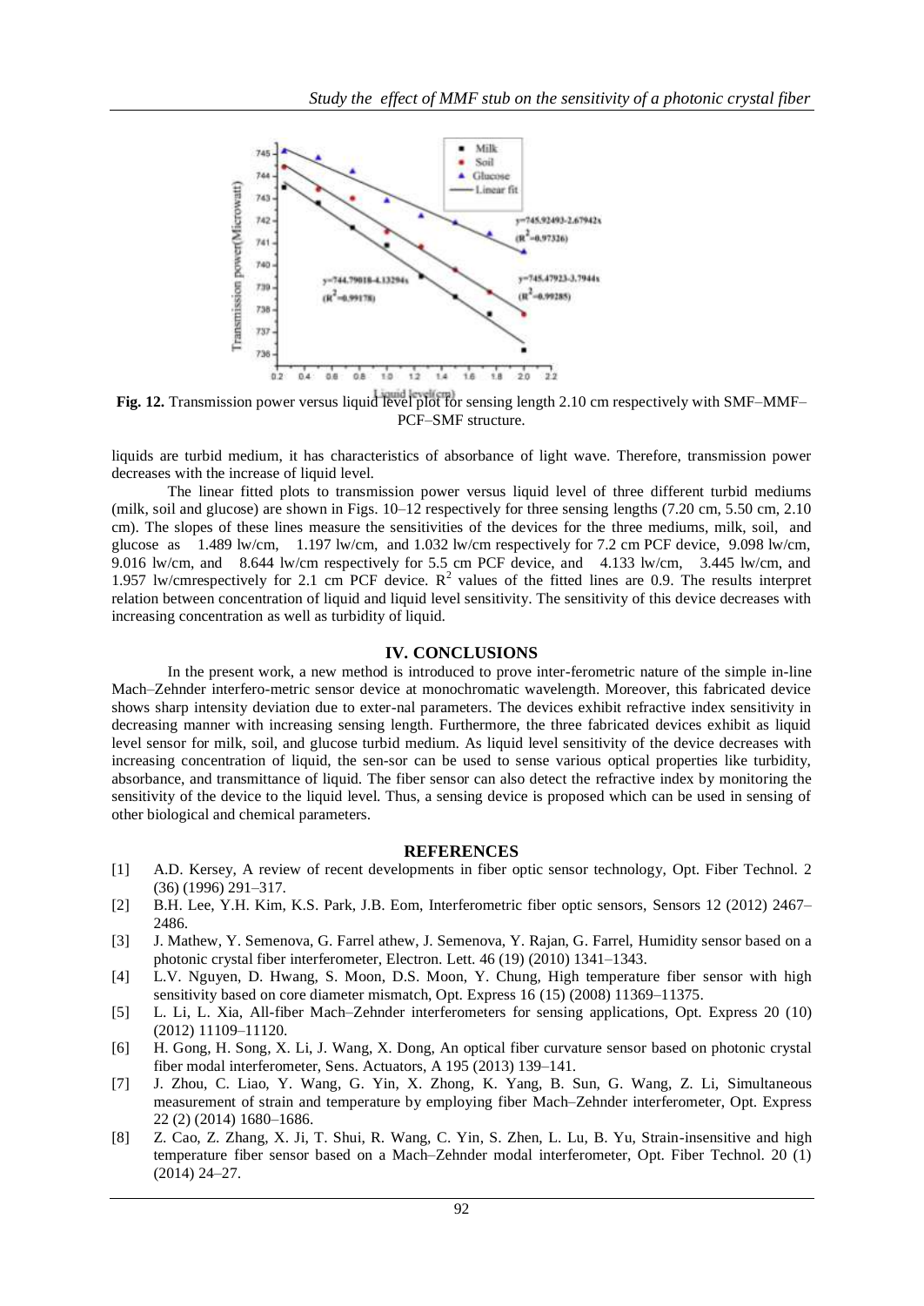Fig. 12. Transmission power versus liquid level plot for sensing length 2.10 cm respectively with SMF–MMF–PCF–SMF structure.

liquids are turbid medium, it has characteristics of absorbance of light wave. Therefore, transmission power decreases with the increase of liquid level.

The linear fitted plots to transmission power versus liquid level of three different turbid mediums (milk, soil and glucose) are shown in Figs. 10–12 respectively for three sensing lengths (7.20 cm, 5.50 cm, 2.10 cm). The slopes of these lines measure the sensitivities of the devices for the three mediums, milk, soil, and glucose as 1.489 lw/cm, 1.197 lw/cm, and 1.032 lw/cm respectively for 7.2 cm PCF device, 9.098 lw/cm, 9.016 lw/cm, and 8.644 lw/cm respectively for 5.5 cm PCF device, and 4.133 lw/cm, 3.445 lw/cm, and 1.957 lw/cmrespectively for 2.1 cm PCF device. $R^2$ values of the fitted lines are 0.9. The results interpret relation between concentration of liquid and liquid level sensitivity. The sensitivity of this device decreases with increasing concentration as well as turbidity of liquid.

## IV. CONCLUSIONS

In the present work, a new method is introduced to prove inter-ferometric nature of the simple in-line Mach–Zehnder interfero-metric sensor device at monochromatic wavelength. Moreover, this fabricated device shows sharp intensity deviation due to exter-nal parameters. The devices exhibit refractive index sensitivity in decreasing manner with increasing sensing length. Furthermore, the three fabricated devices exhibit as liquid level sensor for milk, soil, and glucose turbid medium. As liquid level sensitivity of the device decreases with increasing concentration of liquid, the sen-sor can be used to sense various optical properties like turbidity, absorbance, and transmittance of liquid. The fiber sensor can also detect the refractive index by monitoring the sensitivity of the device to the liquid level. Thus, a sensing device is proposed which can be used in sensing of other biological and chemical parameters.

## REFERENCES

[1] A.D. Kersey, A review of recent developments in fiber optic sensor technology, Opt. Fiber Technol. 2 (36) (1996) 291–317.

[2] B.H. Lee, Y.H. Kim, K.S. Park, J.B. Eom, Interferometric fiber optic sensors, Sensors 12 (2012) 2467–2486.

[3] J. Mathew, Y. Semenova, G. Farrel athew, J. Semenova, Y. Rajan, G. Farrel, Humidity sensor based on a photonic crystal fiber interferometer, Electron. Lett. 46 (19) (2010) 1341–1343.

[4] L.V. Nguyen, D. Hwang, S. Moon, D.S. Moon, Y. Chung, High temperature fiber sensor with high sensitivity based on core diameter mismatch, Opt. Express 16 (15) (2008) 11369–11375.

[5] L. Li, L. Xia, All-fiber Mach–Zehnder interferometers for sensing applications, Opt. Express 20 (10) (2012) 11109–11120.

[6] H. Gong, H. Song, X. Li, J. Wang, X. Dong, An optical fiber curvature sensor based on photonic crystal fiber modal interferometer, Sens. Actuators, A 195 (2013) 139–141.

[7] J. Zhou, C. Liao, Y. Wang, G. Yin, X. Zhong, K. Yang, B. Sun, G. Wang, Z. Li, Simultaneous measurement of strain and temperature by employing fiber Mach–Zehnder interferometer, Opt. Express 22 (2) (2014) 1680–1686.

[8] Z. Cao, Z. Zhang, X. Ji, T. Shui, R. Wang, C. Yin, S. Zhen, L. Lu, B. Yu, Strain-insensitive and high temperature fiber sensor based on a Mach–Zehnder modal interferometer, Opt. Fiber Technol. 20 (1) (2014) 24–27.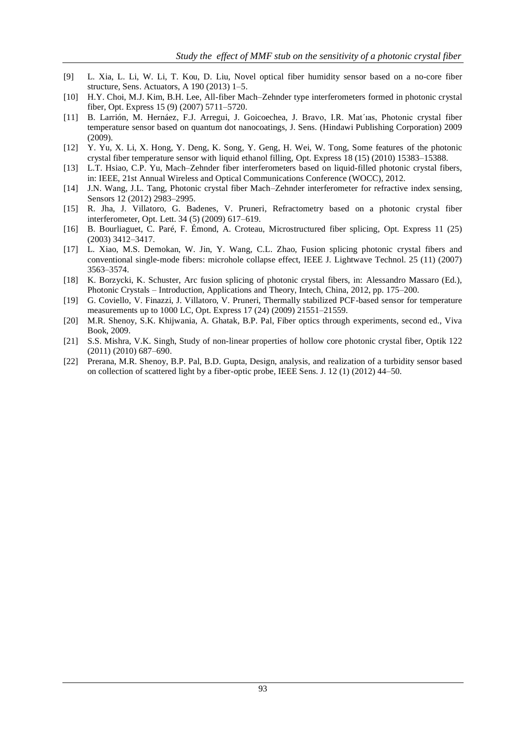[9] L. Xia, L. Li, W. Li, T. Kou, D. Liu, Novel optical fiber humidity sensor based on a no-core fiber structure, Sens. Actuators, A 190 (2013) 1–5.

[10] H.Y. Choi, M.J. Kim, B.H. Lee, All-fiber Mach–Zehnder type interferometers formed in photonic crystal fiber, Opt. Express 15 (9) (2007) 5711–5720.

[11] B. Larrión, M. Hernáez, F.J. Arregui, J. Goicoechea, J. Bravo, I.R. Mat´ıas, Photonic crystal fiber temperature sensor based on quantum dot nanocoatings, J. Sens. (Hindawi Publishing Corporation) 2009 (2009).

[12] Y. Yu, X. Li, X. Hong, Y. Deng, K. Song, Y. Geng, H. Wei, W. Tong, Some features of the photonic crystal fiber temperature sensor with liquid ethanol filling, Opt. Express 18 (15) (2010) 15383–15388.

[13] L.T. Hsiao, C.P. Yu, Mach–Zehnder fiber interferometers based on liquid-filled photonic crystal fibers, in: IEEE, 21st Annual Wireless and Optical Communications Conference (WOCC), 2012.

[14] J.N. Wang, J.L. Tang, Photonic crystal fiber Mach–Zehnder interferometer for refractive index sensing, Sensors 12 (2012) 2983–2995.

[15] R. Jha, J. Villatoro, G. Badenes, V. Pruneri, Refractometry based on a photonic crystal fiber interferometer, Opt. Lett. 34 (5) (2009) 617–619.

[16] B. Bourliaguet, C. Paré, É. Émond, A. Croteau, Microstructured fiber splicing, Opt. Express 11 (25) (2003) 3412–3417.

[17] L. Xiao, M.S. Demokan, W. Jin, Y. Wang, C.L. Zhao, Fusion splicing photonic crystal fibers and conventional single-mode fibers: microhole collapse effect, IEEE J. Lightwave Technol. 25 (11) (2007) 3563–3574.

[18] K. Borzycki, K. Schuster, Arc fusion splicing of photonic crystal fibers, in: Alessandro Massaro (Ed.), Photonic Crystals – Introduction, Applications and Theory, Intech, China, 2012, pp. 175–200.

[19] G. Coviello, V. Finazzi, J. Villatoro, V. Pruneri, Thermally stabilized PCF-based sensor for temperature measurements up to 1000 LC, Opt. Express 17 (24) (2009) 21551–21559.

[20] M.R. Shenoy, S.K. Khijwania, A. Ghatak, B.P. Pal, Fiber optics through experiments, second ed., Viva Book, 2009.

[21] S.S. Mishra, V.K. Singh, Study of non-linear properties of hollow core photonic crystal fiber, Optik 122 (2011) (2010) 687–690.

[22] Prerana, M.R. Shenoy, B.P. Pal, B.D. Gupta, Design, analysis, and realization of a turbidity sensor based on collection of scattered light by a fiber-optic probe, IEEE Sens. J. 12 (1) (2012) 44–50.